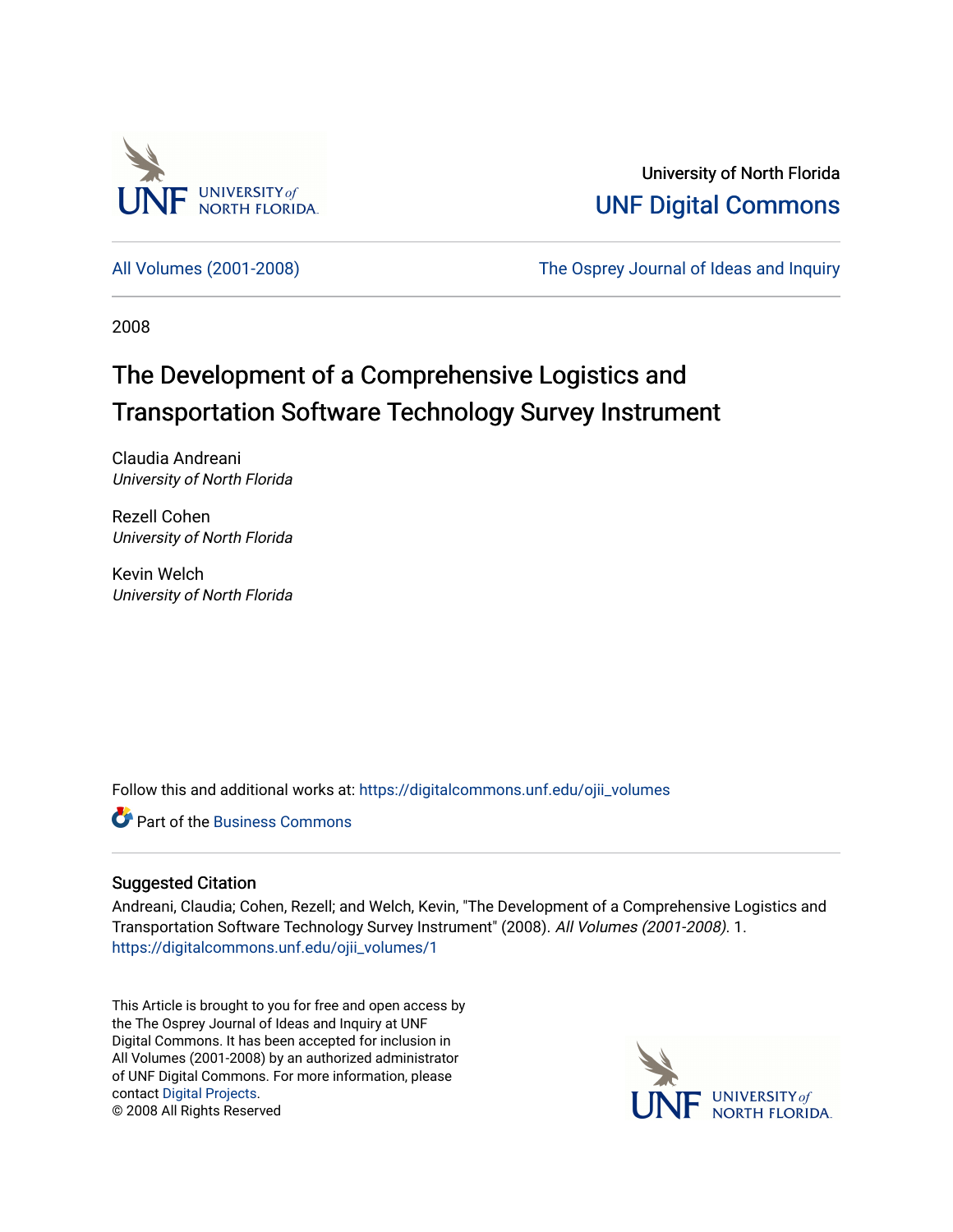University of North Florida

UNF Digital Commons

All Volumes (2001-2008)

The Osprey Journal of Ideas and Inquiry

2008

# The Development of a Comprehensive Logistics and Transportation Software Technology Survey Instrument

Claudia Andreani
*University of North Florida*

Rezell Cohen
*University of North Florida*

Kevin Welch
*University of North Florida*

Follow this and additional works at: https://digitalcommons.unf.edu/ojii_volumes

Part of the Business Commons

## Suggested Citation

Andreani, Claudia; Cohen, Rezell; and Welch, Kevin, "The Development of a Comprehensive Logistics and Transportation Software Technology Survey Instrument" (2008). *All Volumes (2001-2008)*. 1.
https://digitalcommons.unf.edu/ojii_volumes/1

This Article is brought to you for free and open access by the The Osprey Journal of Ideas and Inquiry at UNF Digital Commons. It has been accepted for inclusion in All Volumes (2001-2008) by an authorized administrator of UNF Digital Commons. For more information, please contact Digital Projects.
© 2008 All Rights Reserved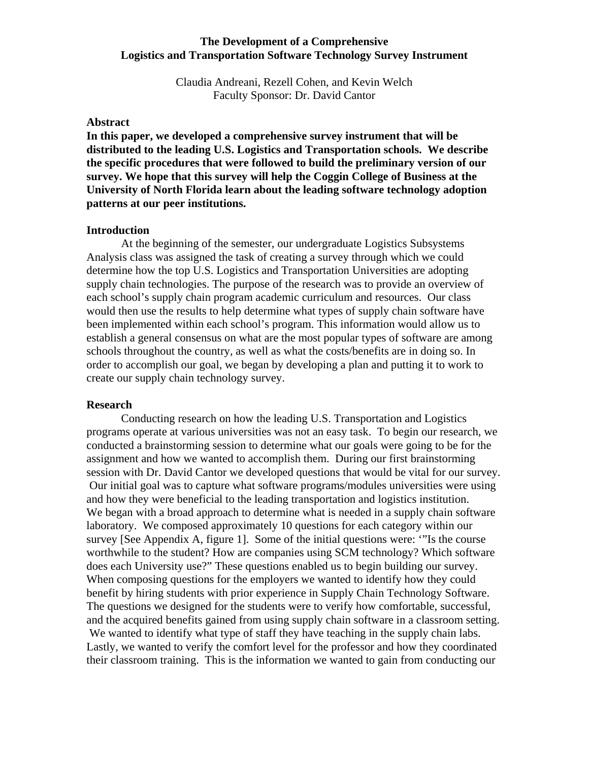**The Development of a Comprehensive Logistics and Transportation Software Technology Survey Instrument**

Claudia Andreani, Rezell Cohen, and Kevin Welch
Faculty Sponsor: Dr. David Cantor

## Abstract

**In this paper, we developed a comprehensive survey instrument that will be distributed to the leading U.S. Logistics and Transportation schools. We describe the specific procedures that were followed to build the preliminary version of our survey. We hope that this survey will help the Coggin College of Business at the University of North Florida learn about the leading software technology adoption patterns at our peer institutions.**

## Introduction

At the beginning of the semester, our undergraduate Logistics Subsystems Analysis class was assigned the task of creating a survey through which we could determine how the top U.S. Logistics and Transportation Universities are adopting supply chain technologies. The purpose of the research was to provide an overview of each school's supply chain program academic curriculum and resources. Our class would then use the results to help determine what types of supply chain software have been implemented within each school's program. This information would allow us to establish a general consensus on what are the most popular types of software are among schools throughout the country, as well as what the costs/benefits are in doing so. In order to accomplish our goal, we began by developing a plan and putting it to work to create our supply chain technology survey.

## Research

Conducting research on how the leading U.S. Transportation and Logistics programs operate at various universities was not an easy task. To begin our research, we conducted a brainstorming session to determine what our goals were going to be for the assignment and how we wanted to accomplish them. During our first brainstorming session with Dr. David Cantor we developed questions that would be vital for our survey. Our initial goal was to capture what software programs/modules universities were using and how they were beneficial to the leading transportation and logistics institution. We began with a broad approach to determine what is needed in a supply chain software laboratory. We composed approximately 10 questions for each category within our survey [See Appendix A, figure 1]. Some of the initial questions were: '"Is the course worthwhile to the student? How are companies using SCM technology? Which software does each University use?" These questions enabled us to begin building our survey. When composing questions for the employers we wanted to identify how they could benefit by hiring students with prior experience in Supply Chain Technology Software. The questions we designed for the students were to verify how comfortable, successful, and the acquired benefits gained from using supply chain software in a classroom setting. We wanted to identify what type of staff they have teaching in the supply chain labs. Lastly, we wanted to verify the comfort level for the professor and how they coordinated their classroom training. This is the information we wanted to gain from conducting our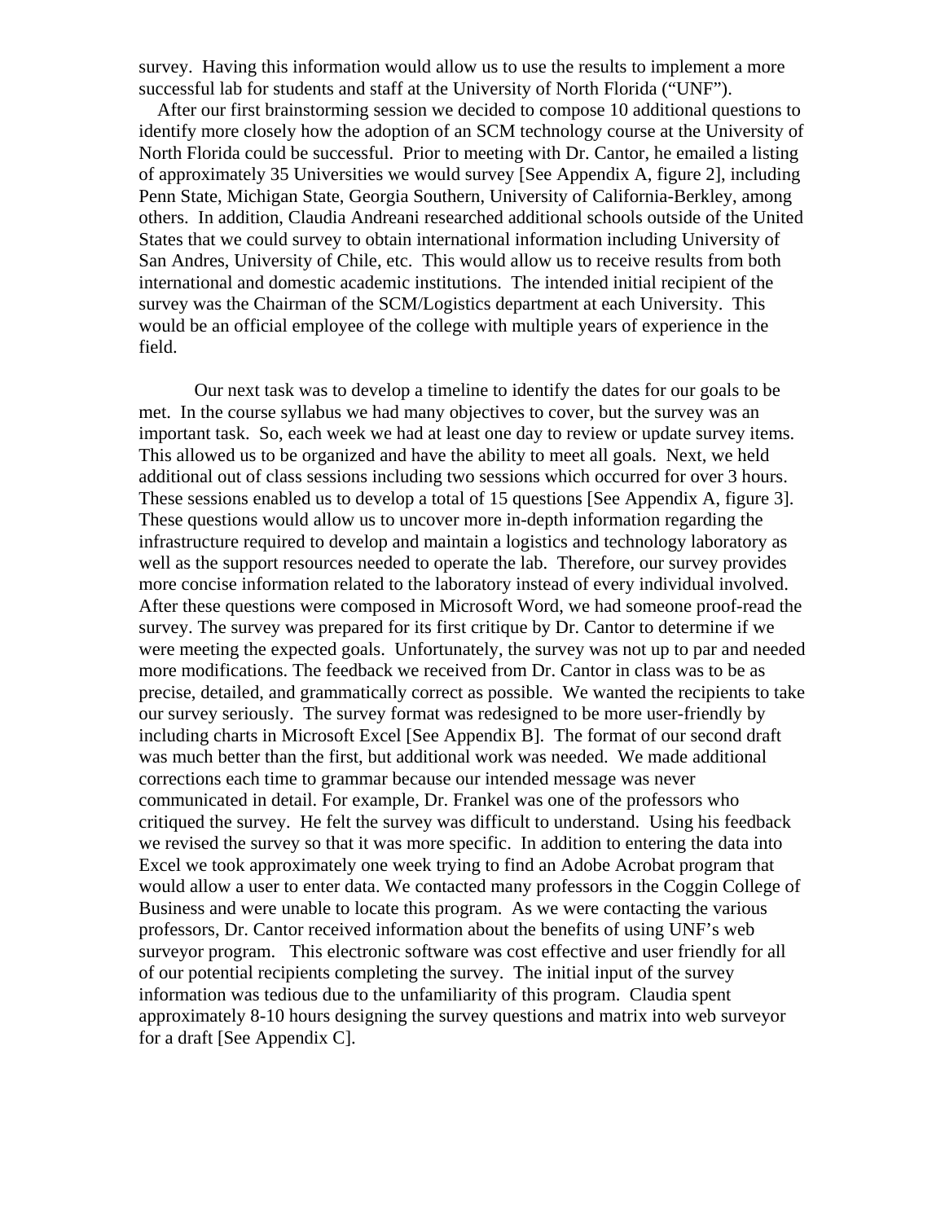survey. Having this information would allow us to use the results to implement a more successful lab for students and staff at the University of North Florida ("UNF").

After our first brainstorming session we decided to compose 10 additional questions to identify more closely how the adoption of an SCM technology course at the University of North Florida could be successful. Prior to meeting with Dr. Cantor, he emailed a listing of approximately 35 Universities we would survey [See Appendix A, figure 2], including Penn State, Michigan State, Georgia Southern, University of California-Berkley, among others. In addition, Claudia Andreani researched additional schools outside of the United States that we could survey to obtain international information including University of San Andres, University of Chile, etc. This would allow us to receive results from both international and domestic academic institutions. The intended initial recipient of the survey was the Chairman of the SCM/Logistics department at each University. This would be an official employee of the college with multiple years of experience in the field.

Our next task was to develop a timeline to identify the dates for our goals to be met. In the course syllabus we had many objectives to cover, but the survey was an important task. So, each week we had at least one day to review or update survey items. This allowed us to be organized and have the ability to meet all goals. Next, we held additional out of class sessions including two sessions which occurred for over 3 hours. These sessions enabled us to develop a total of 15 questions [See Appendix A, figure 3]. These questions would allow us to uncover more in-depth information regarding the infrastructure required to develop and maintain a logistics and technology laboratory as well as the support resources needed to operate the lab. Therefore, our survey provides more concise information related to the laboratory instead of every individual involved. After these questions were composed in Microsoft Word, we had someone proof-read the survey. The survey was prepared for its first critique by Dr. Cantor to determine if we were meeting the expected goals. Unfortunately, the survey was not up to par and needed more modifications. The feedback we received from Dr. Cantor in class was to be as precise, detailed, and grammatically correct as possible. We wanted the recipients to take our survey seriously. The survey format was redesigned to be more user-friendly by including charts in Microsoft Excel [See Appendix B]. The format of our second draft was much better than the first, but additional work was needed. We made additional corrections each time to grammar because our intended message was never communicated in detail. For example, Dr. Frankel was one of the professors who critiqued the survey. He felt the survey was difficult to understand. Using his feedback we revised the survey so that it was more specific. In addition to entering the data into Excel we took approximately one week trying to find an Adobe Acrobat program that would allow a user to enter data. We contacted many professors in the Coggin College of Business and were unable to locate this program. As we were contacting the various professors, Dr. Cantor received information about the benefits of using UNF's web surveyor program. This electronic software was cost effective and user friendly for all of our potential recipients completing the survey. The initial input of the survey information was tedious due to the unfamiliarity of this program. Claudia spent approximately 8-10 hours designing the survey questions and matrix into web surveyor for a draft [See Appendix C].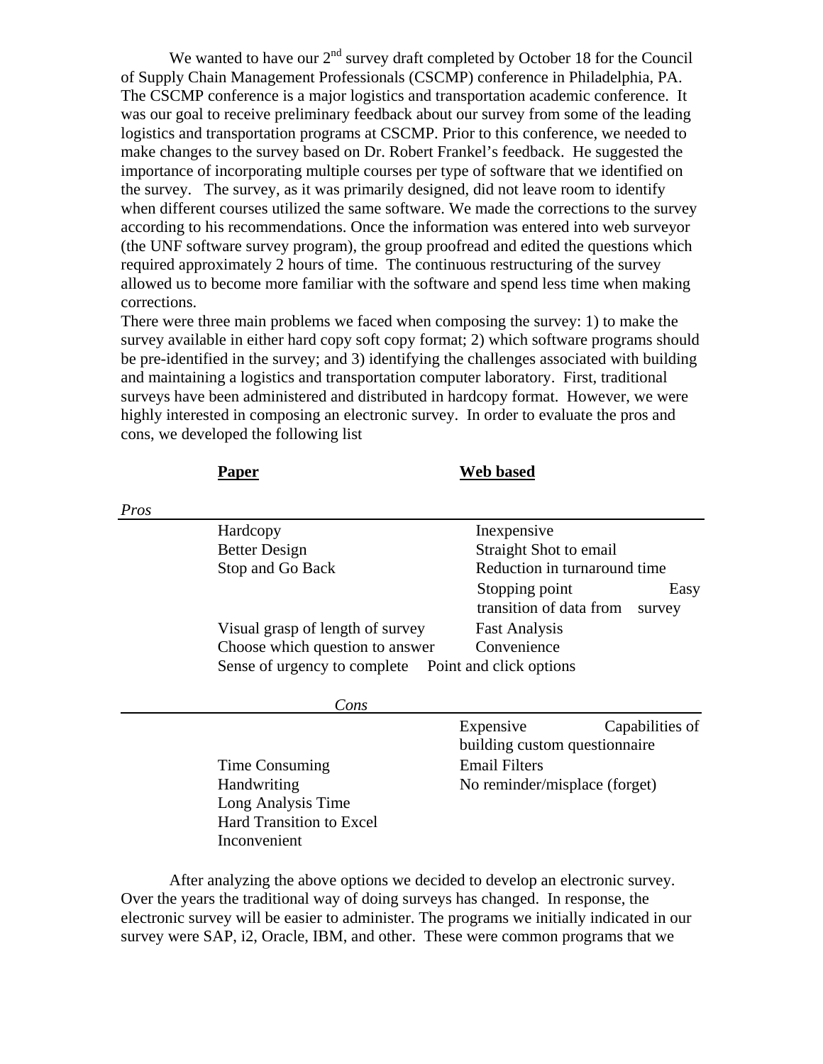We wanted to have our 2nd survey draft completed by October 18 for the Council of Supply Chain Management Professionals (CSCMP) conference in Philadelphia, PA. The CSCMP conference is a major logistics and transportation academic conference. It was our goal to receive preliminary feedback about our survey from some of the leading logistics and transportation programs at CSCMP. Prior to this conference, we needed to make changes to the survey based on Dr. Robert Frankel's feedback. He suggested the importance of incorporating multiple courses per type of software that we identified on the survey. The survey, as it was primarily designed, did not leave room to identify when different courses utilized the same software. We made the corrections to the survey according to his recommendations. Once the information was entered into web surveyor (the UNF software survey program), the group proofread and edited the questions which required approximately 2 hours of time. The continuous restructuring of the survey allowed us to become more familiar with the software and spend less time when making corrections.

There were three main problems we faced when composing the survey: 1) to make the survey available in either hard copy soft copy format; 2) which software programs should be pre-identified in the survey; and 3) identifying the challenges associated with building and maintaining a logistics and transportation computer laboratory. First, traditional surveys have been administered and distributed in hardcopy format. However, we were highly interested in composing an electronic survey. In order to evaluate the pros and cons, we developed the following list

| | **Paper** | **Web based** |
|---|---|---|
| *Pros* | | |
| | Hardcopy | Inexpensive |
| | Better Design | Straight Shot to email |
| | Stop and Go Back | Reduction in turnaround time |
| | | Stopping point Easy transition of data from survey |
| | Visual grasp of length of survey | Fast Analysis |
| | Choose which question to answer | Convenience |
| | Sense of urgency to complete | Point and click options |
| *Cons* | | |
| | | Expensive Capabilities of building custom questionnaire |
| | Time Consuming | Email Filters |
| | Handwriting | No reminder/misplace (forget) |
| | Long Analysis Time | |
| | Hard Transition to Excel | |
| | Inconvenient | |

After analyzing the above options we decided to develop an electronic survey. Over the years the traditional way of doing surveys has changed. In response, the electronic survey will be easier to administer. The programs we initially indicated in our survey were SAP, i2, Oracle, IBM, and other. These were common programs that we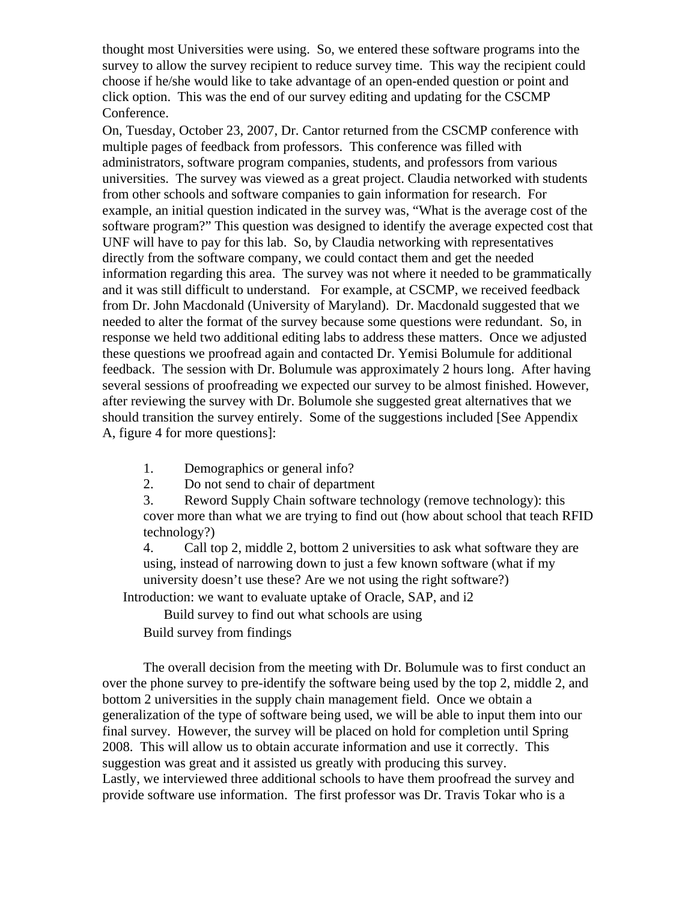thought most Universities were using. So, we entered these software programs into the survey to allow the survey recipient to reduce survey time. This way the recipient could choose if he/she would like to take advantage of an open-ended question or point and click option. This was the end of our survey editing and updating for the CSCMP Conference.

On, Tuesday, October 23, 2007, Dr. Cantor returned from the CSCMP conference with multiple pages of feedback from professors. This conference was filled with administrators, software program companies, students, and professors from various universities. The survey was viewed as a great project. Claudia networked with students from other schools and software companies to gain information for research. For example, an initial question indicated in the survey was, "What is the average cost of the software program?" This question was designed to identify the average expected cost that UNF will have to pay for this lab. So, by Claudia networking with representatives directly from the software company, we could contact them and get the needed information regarding this area. The survey was not where it needed to be grammatically and it was still difficult to understand. For example, at CSCMP, we received feedback from Dr. John Macdonald (University of Maryland). Dr. Macdonald suggested that we needed to alter the format of the survey because some questions were redundant. So, in response we held two additional editing labs to address these matters. Once we adjusted these questions we proofread again and contacted Dr. Yemisi Bolumule for additional feedback. The session with Dr. Bolumule was approximately 2 hours long. After having several sessions of proofreading we expected our survey to be almost finished. However, after reviewing the survey with Dr. Bolumole she suggested great alternatives that we should transition the survey entirely. Some of the suggestions included [See Appendix A, figure 4 for more questions]:

1. Demographics or general info?
2. Do not send to chair of department
3. Reword Supply Chain software technology (remove technology): this cover more than what we are trying to find out (how about school that teach RFID technology?)
4. Call top 2, middle 2, bottom 2 universities to ask what software they are using, instead of narrowing down to just a few known software (what if my university doesn't use these? Are we not using the right software?)

Introduction: we want to evaluate uptake of Oracle, SAP, and i2

Build survey to find out what schools are using

Build survey from findings

The overall decision from the meeting with Dr. Bolumule was to first conduct an over the phone survey to pre-identify the software being used by the top 2, middle 2, and bottom 2 universities in the supply chain management field. Once we obtain a generalization of the type of software being used, we will be able to input them into our final survey. However, the survey will be placed on hold for completion until Spring 2008. This will allow us to obtain accurate information and use it correctly. This suggestion was great and it assisted us greatly with producing this survey.

Lastly, we interviewed three additional schools to have them proofread the survey and provide software use information. The first professor was Dr. Travis Tokar who is a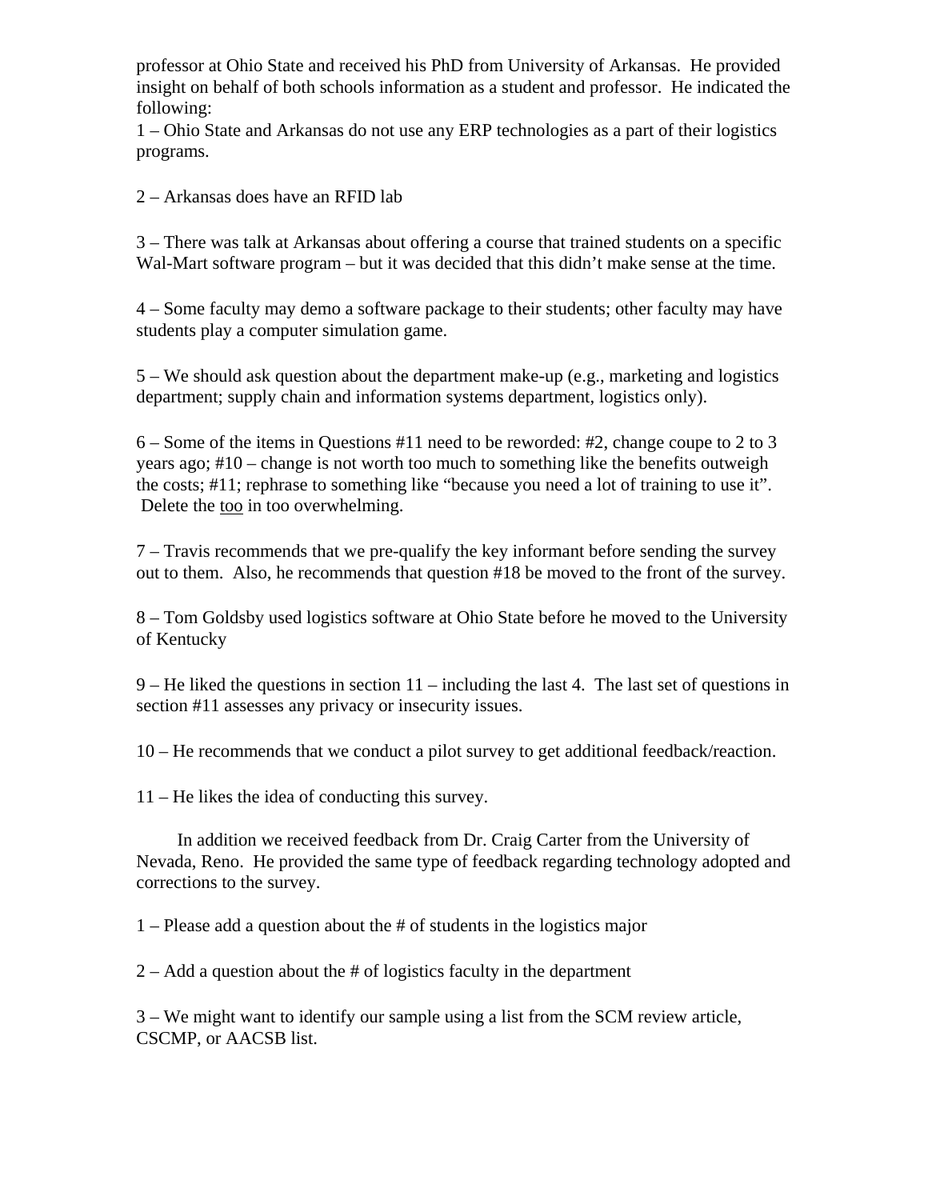professor at Ohio State and received his PhD from University of Arkansas. He provided insight on behalf of both schools information as a student and professor. He indicated the following:

1 – Ohio State and Arkansas do not use any ERP technologies as a part of their logistics programs.

2 – Arkansas does have an RFID lab

3 – There was talk at Arkansas about offering a course that trained students on a specific Wal-Mart software program – but it was decided that this didn't make sense at the time.

4 – Some faculty may demo a software package to their students; other faculty may have students play a computer simulation game.

5 – We should ask question about the department make-up (e.g., marketing and logistics department; supply chain and information systems department, logistics only).

6 – Some of the items in Questions #11 need to be reworded: #2, change coupe to 2 to 3 years ago; #10 – change is not worth too much to something like the benefits outweigh the costs; #11; rephrase to something like "because you need a lot of training to use it". Delete the <u>too</u> in too overwhelming.

7 – Travis recommends that we pre-qualify the key informant before sending the survey out to them. Also, he recommends that question #18 be moved to the front of the survey.

8 – Tom Goldsby used logistics software at Ohio State before he moved to the University of Kentucky

9 – He liked the questions in section 11 – including the last 4. The last set of questions in section #11 assesses any privacy or insecurity issues.

10 – He recommends that we conduct a pilot survey to get additional feedback/reaction.

11 – He likes the idea of conducting this survey.

In addition we received feedback from Dr. Craig Carter from the University of Nevada, Reno. He provided the same type of feedback regarding technology adopted and corrections to the survey.

1 – Please add a question about the # of students in the logistics major

2 – Add a question about the # of logistics faculty in the department

3 – We might want to identify our sample using a list from the SCM review article, CSCMP, or AACSB list.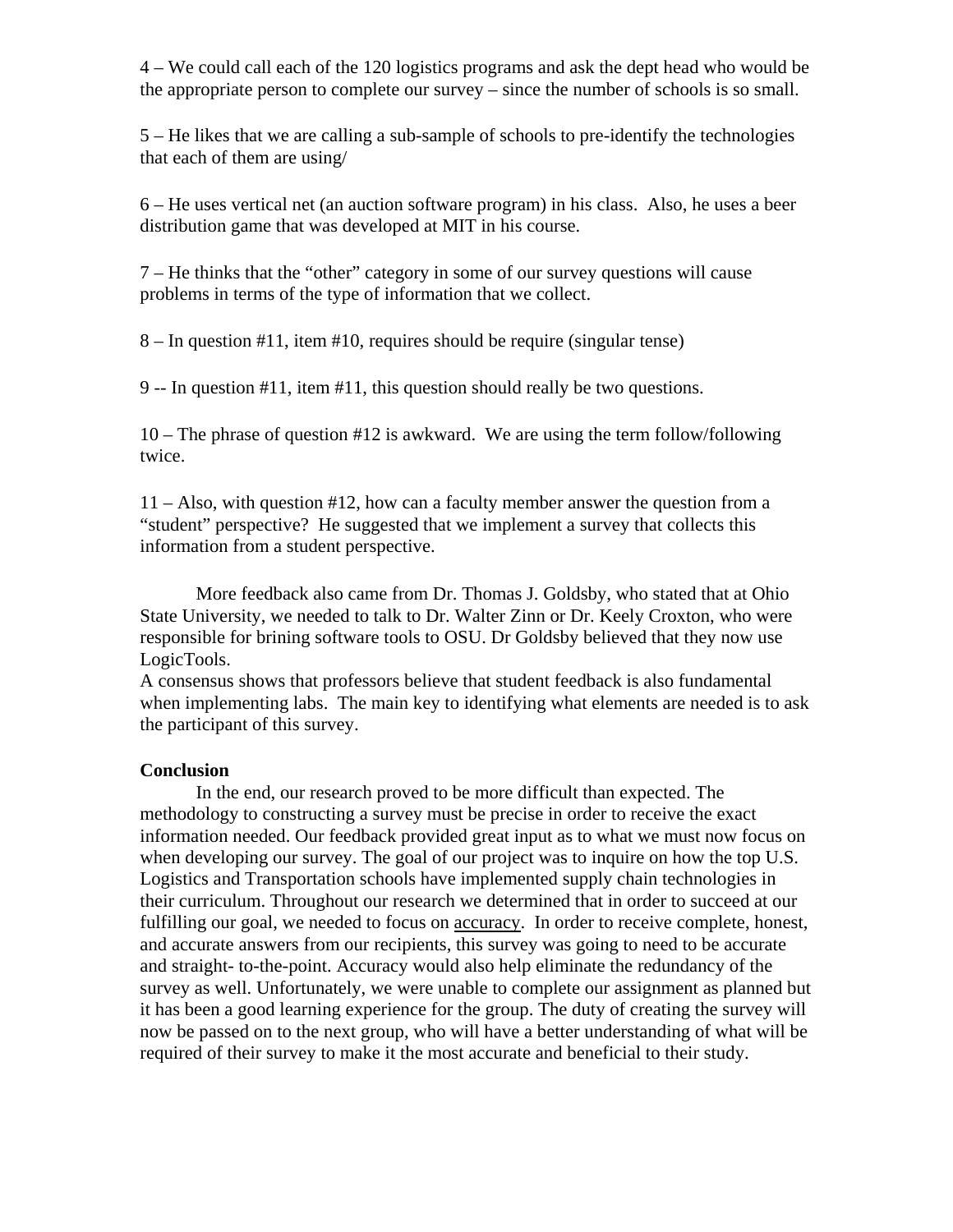4 – We could call each of the 120 logistics programs and ask the dept head who would be the appropriate person to complete our survey – since the number of schools is so small.

5 – He likes that we are calling a sub-sample of schools to pre-identify the technologies that each of them are using/

6 – He uses vertical net (an auction software program) in his class. Also, he uses a beer distribution game that was developed at MIT in his course.

7 – He thinks that the "other" category in some of our survey questions will cause problems in terms of the type of information that we collect.

8 – In question #11, item #10, requires should be require (singular tense)

9 -- In question #11, item #11, this question should really be two questions.

10 – The phrase of question #12 is awkward. We are using the term follow/following twice.

11 – Also, with question #12, how can a faculty member answer the question from a "student" perspective? He suggested that we implement a survey that collects this information from a student perspective.

More feedback also came from Dr. Thomas J. Goldsby, who stated that at Ohio State University, we needed to talk to Dr. Walter Zinn or Dr. Keely Croxton, who were responsible for brining software tools to OSU. Dr Goldsby believed that they now use LogicTools.

A consensus shows that professors believe that student feedback is also fundamental when implementing labs. The main key to identifying what elements are needed is to ask the participant of this survey.

**Conclusion**

In the end, our research proved to be more difficult than expected. The methodology to constructing a survey must be precise in order to receive the exact information needed. Our feedback provided great input as to what we must now focus on when developing our survey. The goal of our project was to inquire on how the top U.S. Logistics and Transportation schools have implemented supply chain technologies in their curriculum. Throughout our research we determined that in order to succeed at our fulfilling our goal, we needed to focus on <u>accuracy</u>. In order to receive complete, honest, and accurate answers from our recipients, this survey was going to need to be accurate and straight- to-the-point. Accuracy would also help eliminate the redundancy of the survey as well. Unfortunately, we were unable to complete our assignment as planned but it has been a good learning experience for the group. The duty of creating the survey will now be passed on to the next group, who will have a better understanding of what will be required of their survey to make it the most accurate and beneficial to their study.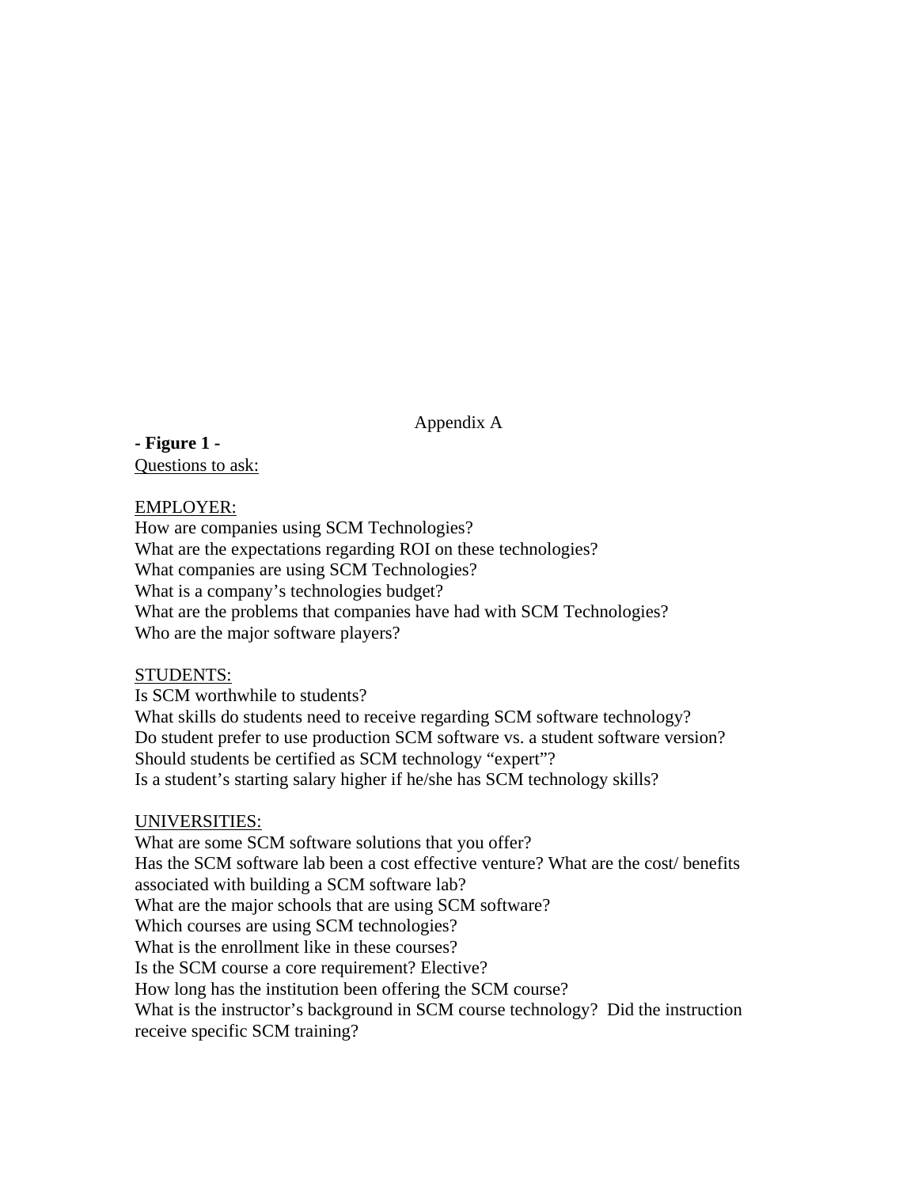## Appendix A

**- Figure 1 -**

Questions to ask:

EMPLOYER:

How are companies using SCM Technologies?
What are the expectations regarding ROI on these technologies?
What companies are using SCM Technologies?
What is a company's technologies budget?
What are the problems that companies have had with SCM Technologies?
Who are the major software players?

STUDENTS:

Is SCM worthwhile to students?
What skills do students need to receive regarding SCM software technology?
Do student prefer to use production SCM software vs. a student software version?
Should students be certified as SCM technology "expert"?
Is a student's starting salary higher if he/she has SCM technology skills?

UNIVERSITIES:

What are some SCM software solutions that you offer?
Has the SCM software lab been a cost effective venture? What are the cost/ benefits associated with building a SCM software lab?
What are the major schools that are using SCM software?
Which courses are using SCM technologies?
What is the enrollment like in these courses?
Is the SCM course a core requirement? Elective?
How long has the institution been offering the SCM course?
What is the instructor's background in SCM course technology? Did the instruction receive specific SCM training?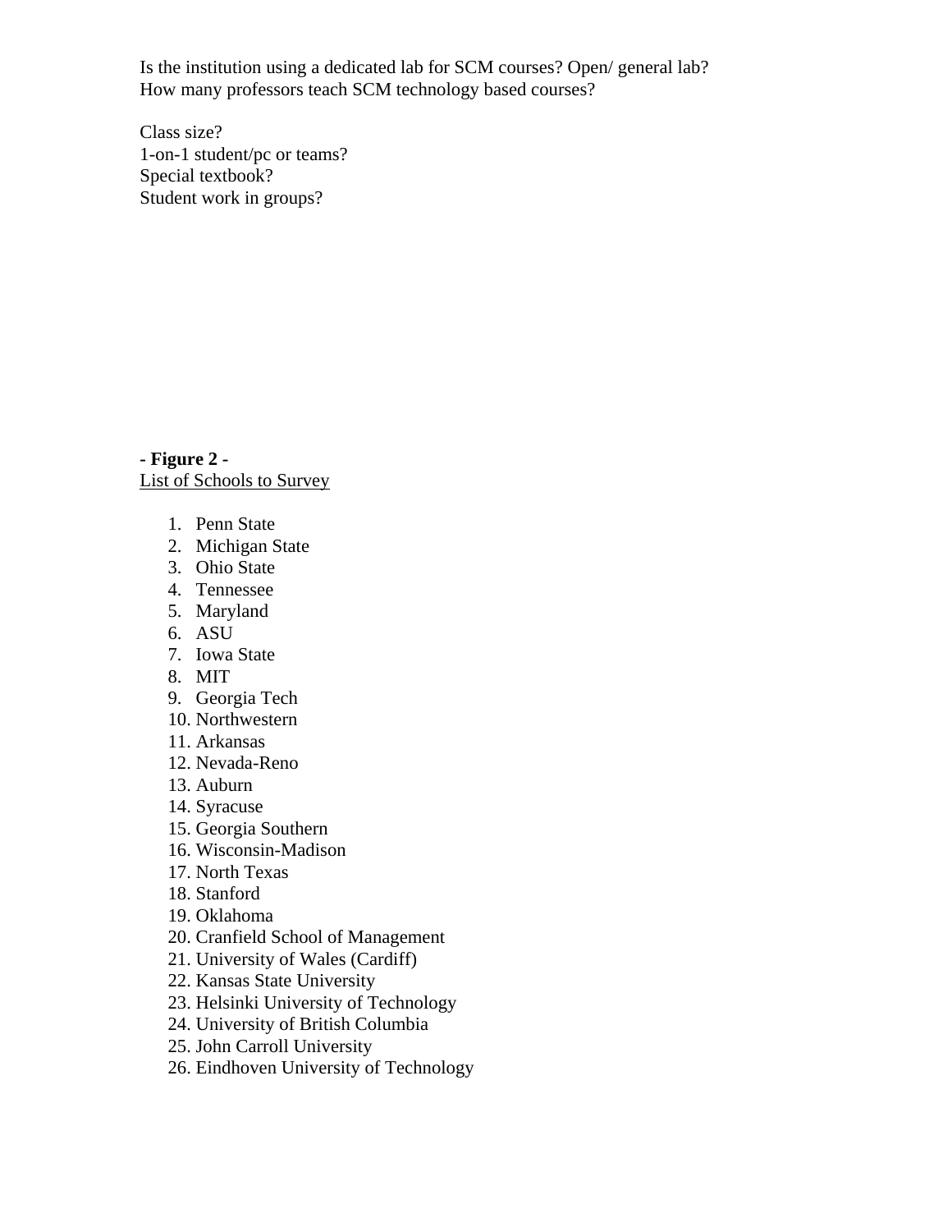Is the institution using a dedicated lab for SCM courses? Open/ general lab?
How many professors teach SCM technology based courses?

Class size?
1-on-1 student/pc or teams?
Special textbook?
Student work in groups?

**- Figure 2 -**
List of Schools to Survey

1. Penn State
2. Michigan State
3. Ohio State
4. Tennessee
5. Maryland
6. ASU
7. Iowa State
8. MIT
9. Georgia Tech
10. Northwestern
11. Arkansas
12. Nevada-Reno
13. Auburn
14. Syracuse
15. Georgia Southern
16. Wisconsin-Madison
17. North Texas
18. Stanford
19. Oklahoma
20. Cranfield School of Management
21. University of Wales (Cardiff)
22. Kansas State University
23. Helsinki University of Technology
24. University of British Columbia
25. John Carroll University
26. Eindhoven University of Technology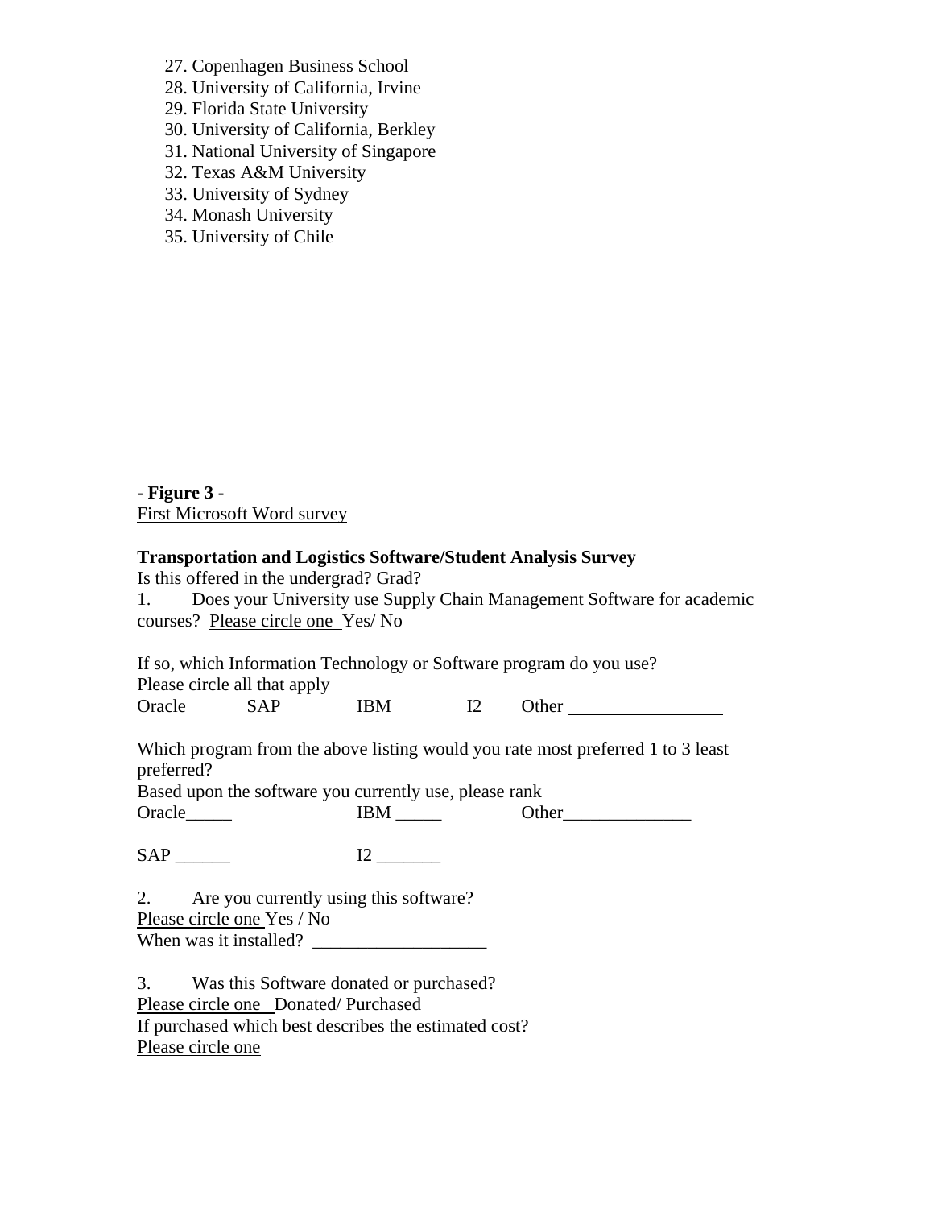27. Copenhagen Business School
28. University of California, Irvine
29. Florida State University
30. University of California, Berkley
31. National University of Singapore
32. Texas A&M University
33. University of Sydney
34. Monash University
35. University of Chile

**- Figure 3 -**
First Microsoft Word survey

**Transportation and Logistics Software/Student Analysis Survey**

Is this offered in the undergrad? Grad?

1. Does your University use Supply Chain Management Software for academic courses? Please circle one Yes/ No

If so, which Information Technology or Software program do you use?
Please circle all that apply
Oracle SAP IBM I2 Other _________________

Which program from the above listing would you rate most preferred 1 to 3 least preferred?
Based upon the software you currently use, please rank
Oracle_____ IBM _____ Other______________

SAP ______ I2 _______

2. Are you currently using this software?
Please circle one Yes / No
When was it installed? ___________________

3. Was this Software donated or purchased?
Please circle one Donated/ Purchased
If purchased which best describes the estimated cost?
Please circle one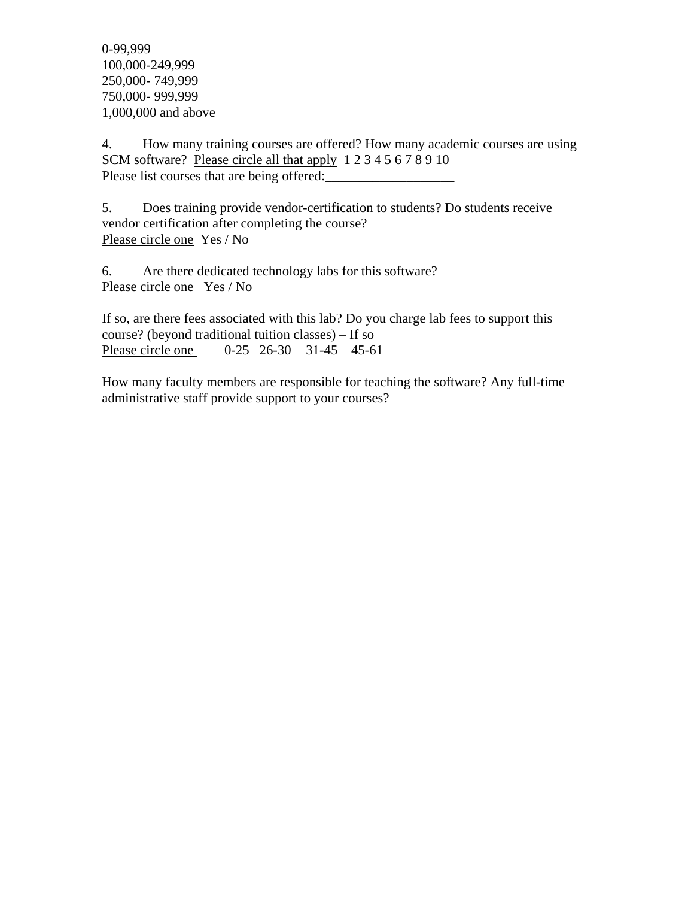0-99,999
100,000-249,999
250,000- 749,999
750,000- 999,999
1,000,000 and above

4. How many training courses are offered? How many academic courses are using SCM software? <u>Please circle all that apply</u> 1 2 3 4 5 6 7 8 9 10
Please list courses that are being offered:___________________

5. Does training provide vendor-certification to students? Do students receive vendor certification after completing the course?
<u>Please circle one</u> Yes / No

6. Are there dedicated technology labs for this software?
<u>Please circle one</u> Yes / No

If so, are there fees associated with this lab? Do you charge lab fees to support this course? (beyond traditional tuition classes) – If so
<u>Please circle one</u> 0-25 26-30 31-45 45-61

How many faculty members are responsible for teaching the software? Any full-time administrative staff provide support to your courses?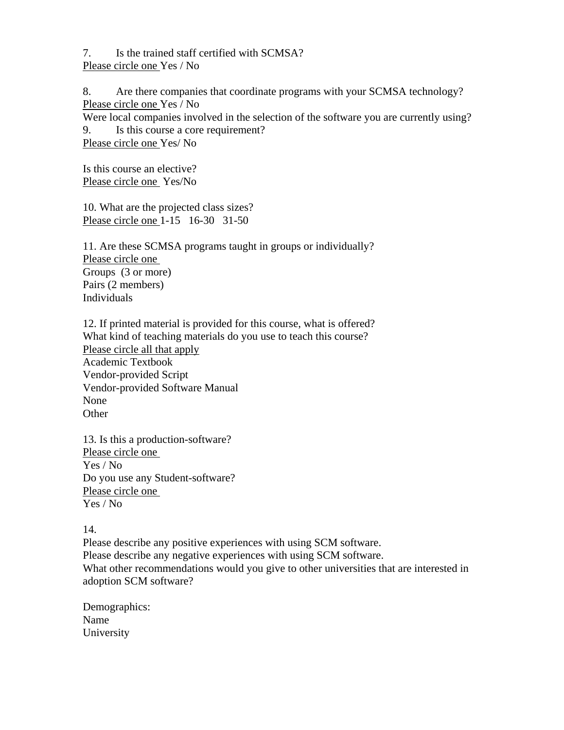7. Is the trained staff certified with SCMSA?
<u>Please circle one</u> Yes / No

8. Are there companies that coordinate programs with your SCMSA technology?
<u>Please circle one</u> Yes / No
Were local companies involved in the selection of the software you are currently using?
9. Is this course a core requirement?
<u>Please circle one</u> Yes/ No

Is this course an elective?
<u>Please circle one</u> Yes/No

10. What are the projected class sizes?
<u>Please circle one</u> 1-15 16-30 31-50

11. Are these SCMSA programs taught in groups or individually?
<u>Please circle one</u>
Groups (3 or more)
Pairs (2 members)
Individuals

12. If printed material is provided for this course, what is offered?
What kind of teaching materials do you use to teach this course?
<u>Please circle all that apply</u>
Academic Textbook
Vendor-provided Script
Vendor-provided Software Manual
None
Other

13. Is this a production-software?
<u>Please circle one</u>
Yes / No
Do you use any Student-software?
<u>Please circle one</u>
Yes / No

14.
Please describe any positive experiences with using SCM software.
Please describe any negative experiences with using SCM software.
What other recommendations would you give to other universities that are interested in adoption SCM software?

Demographics:
Name
University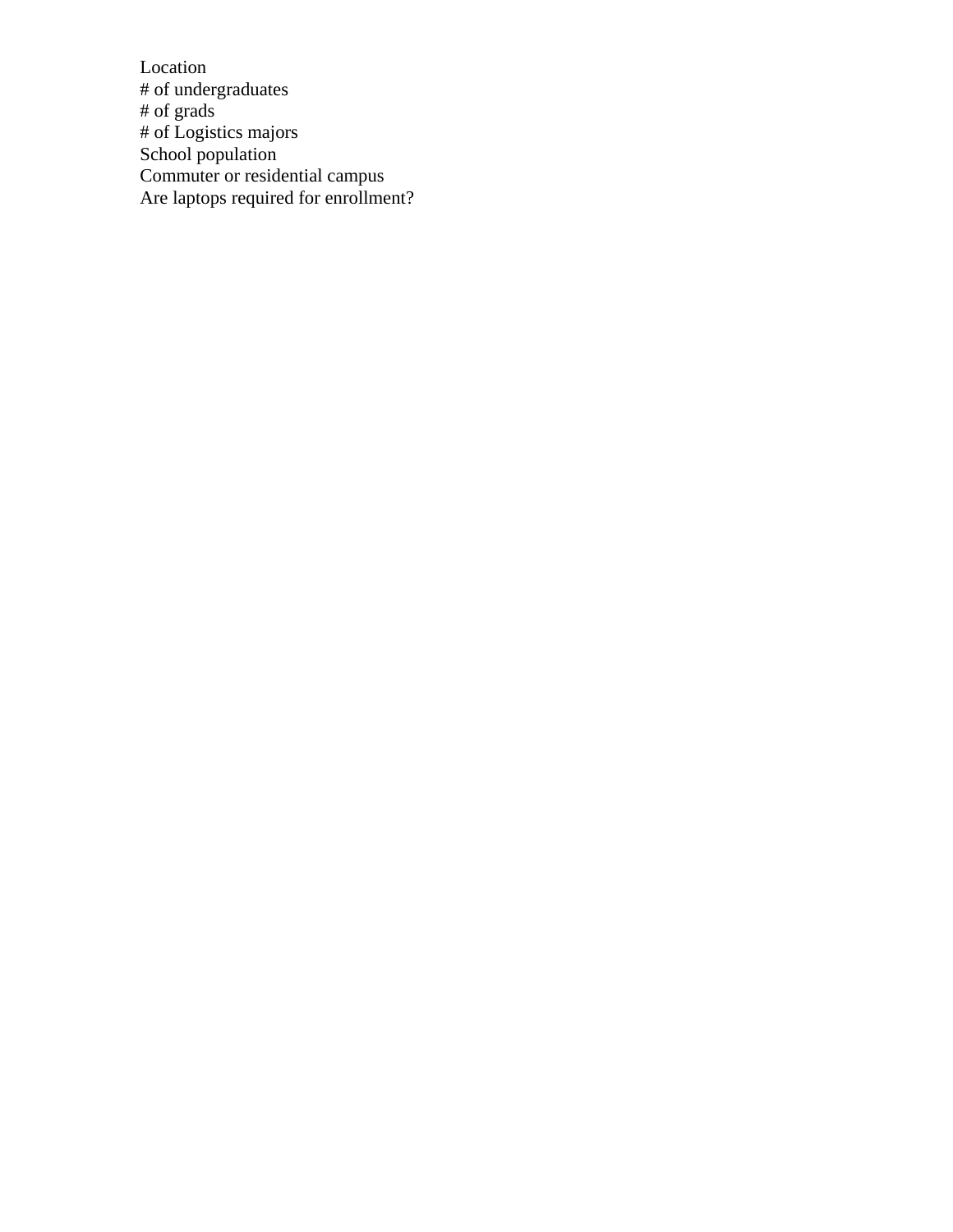Location
# of undergraduates
# of grads
# of Logistics majors
School population
Commuter or residential campus
Are laptops required for enrollment?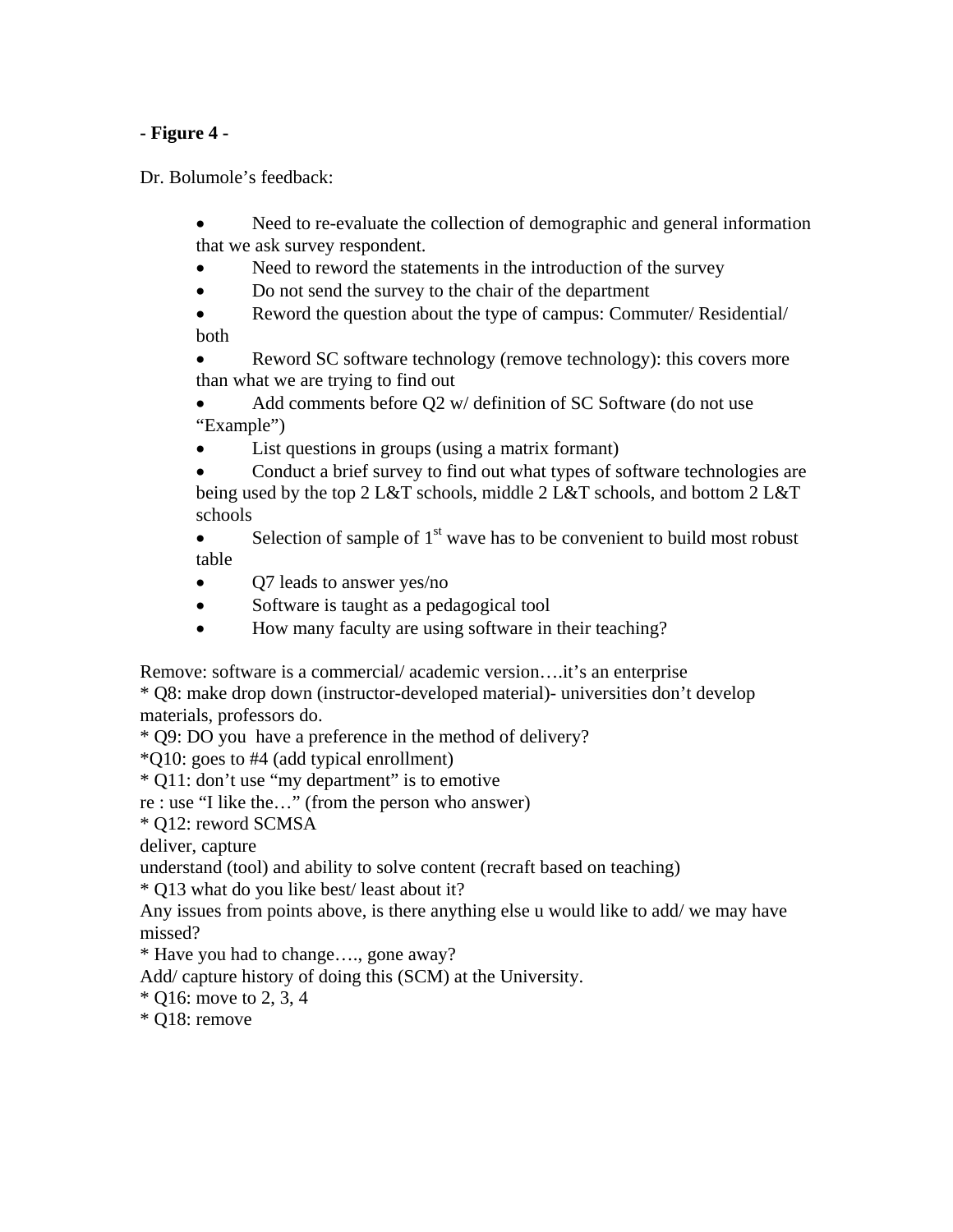**- Figure 4 -**

Dr. Bolumole's feedback:

- Need to re-evaluate the collection of demographic and general information that we ask survey respondent.
- Need to reword the statements in the introduction of the survey
- Do not send the survey to the chair of the department
- Reword the question about the type of campus: Commuter/ Residential/ both
- Reword SC software technology (remove technology): this covers more than what we are trying to find out
- Add comments before Q2 w/ definition of SC Software (do not use "Example")
- List questions in groups (using a matrix formant)
- Conduct a brief survey to find out what types of software technologies are being used by the top 2 L&T schools, middle 2 L&T schools, and bottom 2 L&T schools
- Selection of sample of 1st wave has to be convenient to build most robust table
- Q7 leads to answer yes/no
- Software is taught as a pedagogical tool
- How many faculty are using software in their teaching?

Remove: software is a commercial/ academic version….it's an enterprise
* Q8: make drop down (instructor-developed material)- universities don't develop materials, professors do.
* Q9: DO you have a preference in the method of delivery?
*Q10: goes to #4 (add typical enrollment)
* Q11: don't use "my department" is to emotive
re : use "I like the…" (from the person who answer)
* Q12: reword SCMSA
deliver, capture
understand (tool) and ability to solve content (recraft based on teaching)
* Q13 what do you like best/ least about it?
Any issues from points above, is there anything else u would like to add/ we may have missed?
* Have you had to change…., gone away?
Add/ capture history of doing this (SCM) at the University.
* Q16: move to 2, 3, 4
* Q18: remove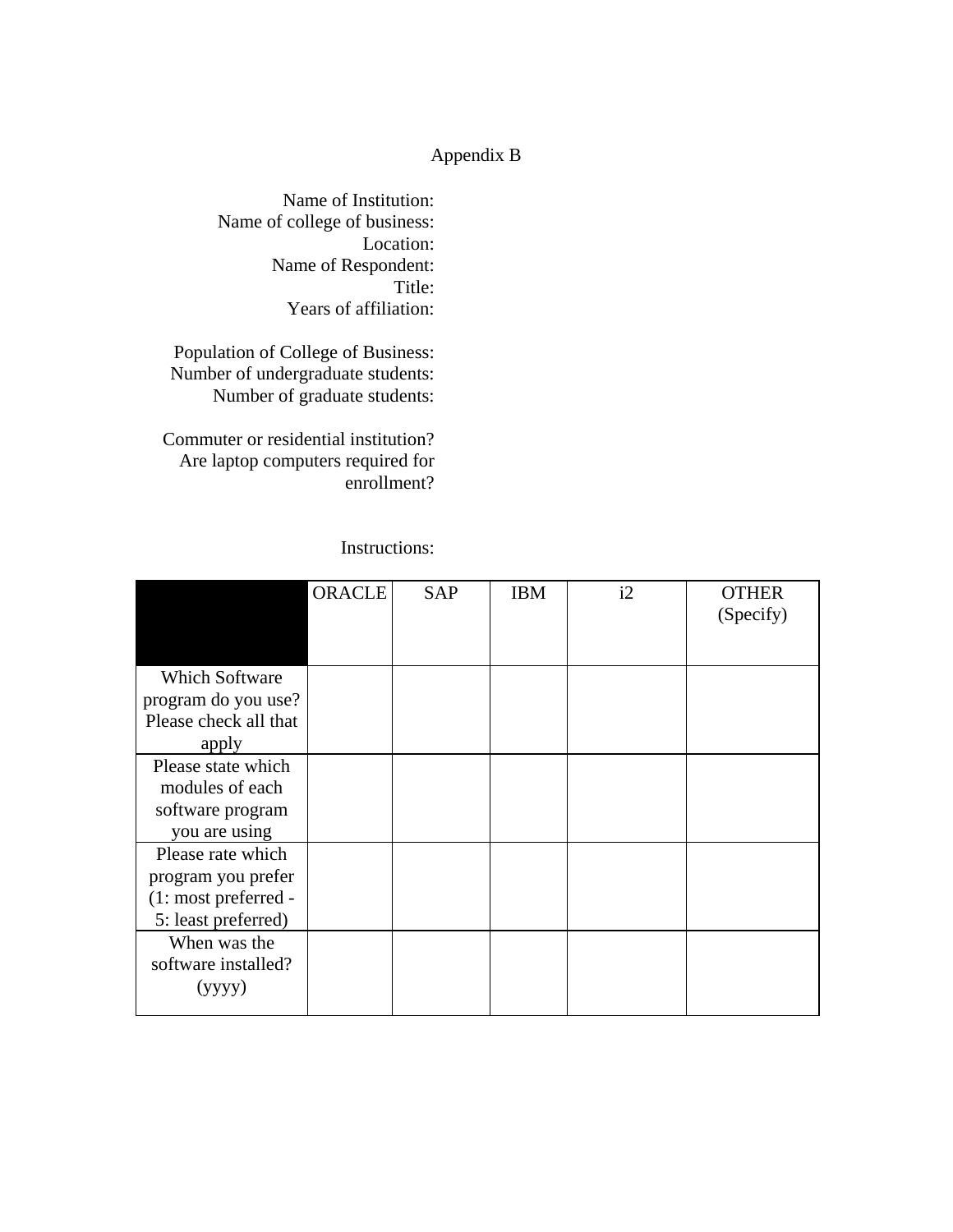Appendix B

Name of Institution:
Name of college of business:
Location:
Name of Respondent:
Title:
Years of affiliation:

Population of College of Business:
Number of undergraduate students:
Number of graduate students:

Commuter or residential institution?
Are laptop computers required for enrollment?

Instructions:

| | ORACLE | SAP | IBM | i2 | OTHER (Specify) |
|---|---|---|---|---|---|
| Which Software program do you use? Please check all that apply | | | | | |
| Please state which modules of each software program you are using | | | | | |
| Please rate which program you prefer (1: most preferred - 5: least preferred) | | | | | |
| When was the software installed? (yyyy) | | | | | |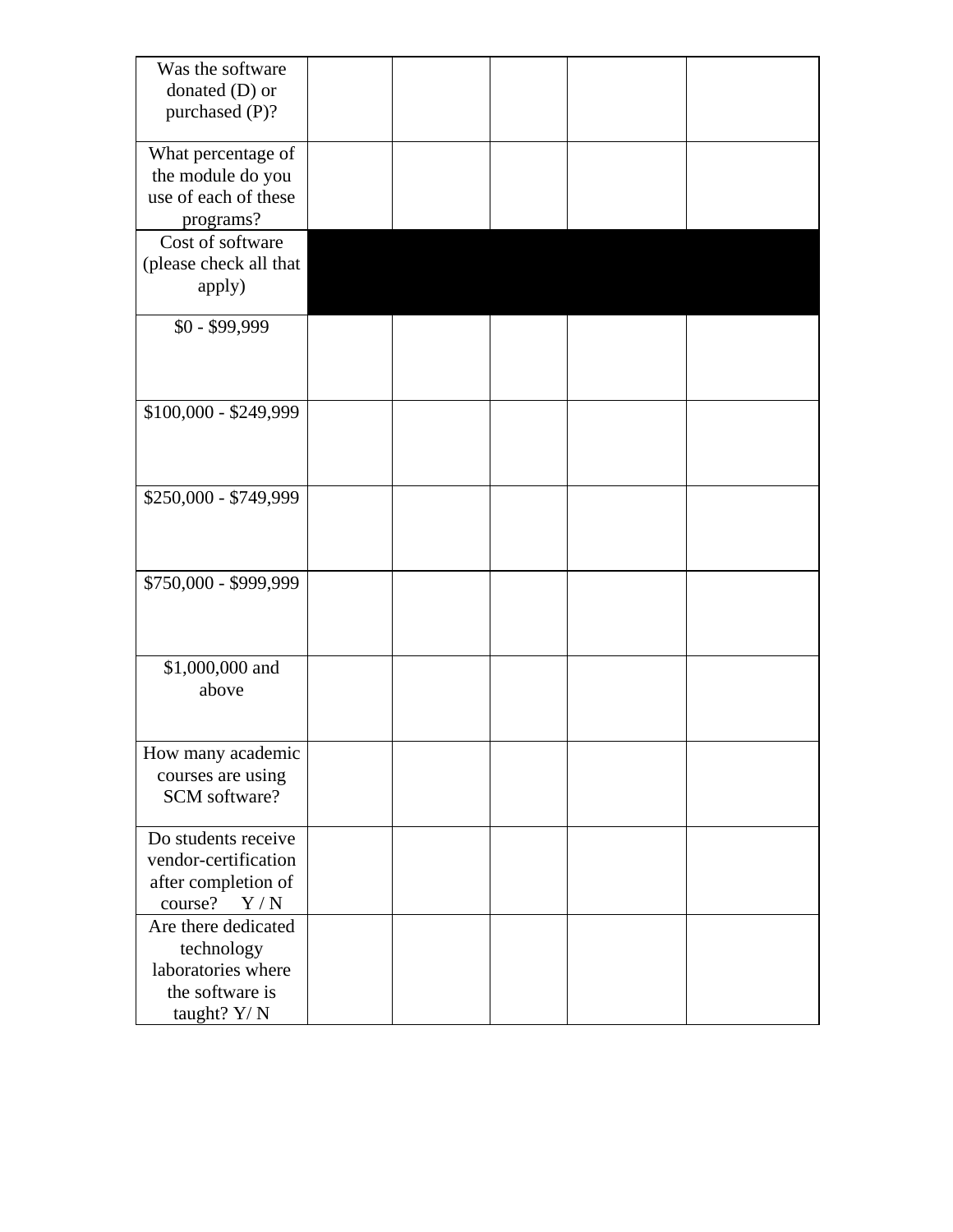| Was the software donated (D) or purchased (P)? | | | | | |
|---|---|---|---|---|---|
| What percentage of the module do you use of each of these programs? | | | | | |
| Cost of software (please check all that apply) | | | | | |
| $0 - $99,999 | | | | | |
| $100,000 - $249,999 | | | | | |
| $250,000 - $749,999 | | | | | |
| $750,000 - $999,999 | | | | | |
| $1,000,000 and above | | | | | |
| How many academic courses are using SCM software? | | | | | |
| Do students receive vendor-certification after completion of course? Y / N | | | | | |
| Are there dedicated technology laboratories where the software is taught? Y/ N | | | | | |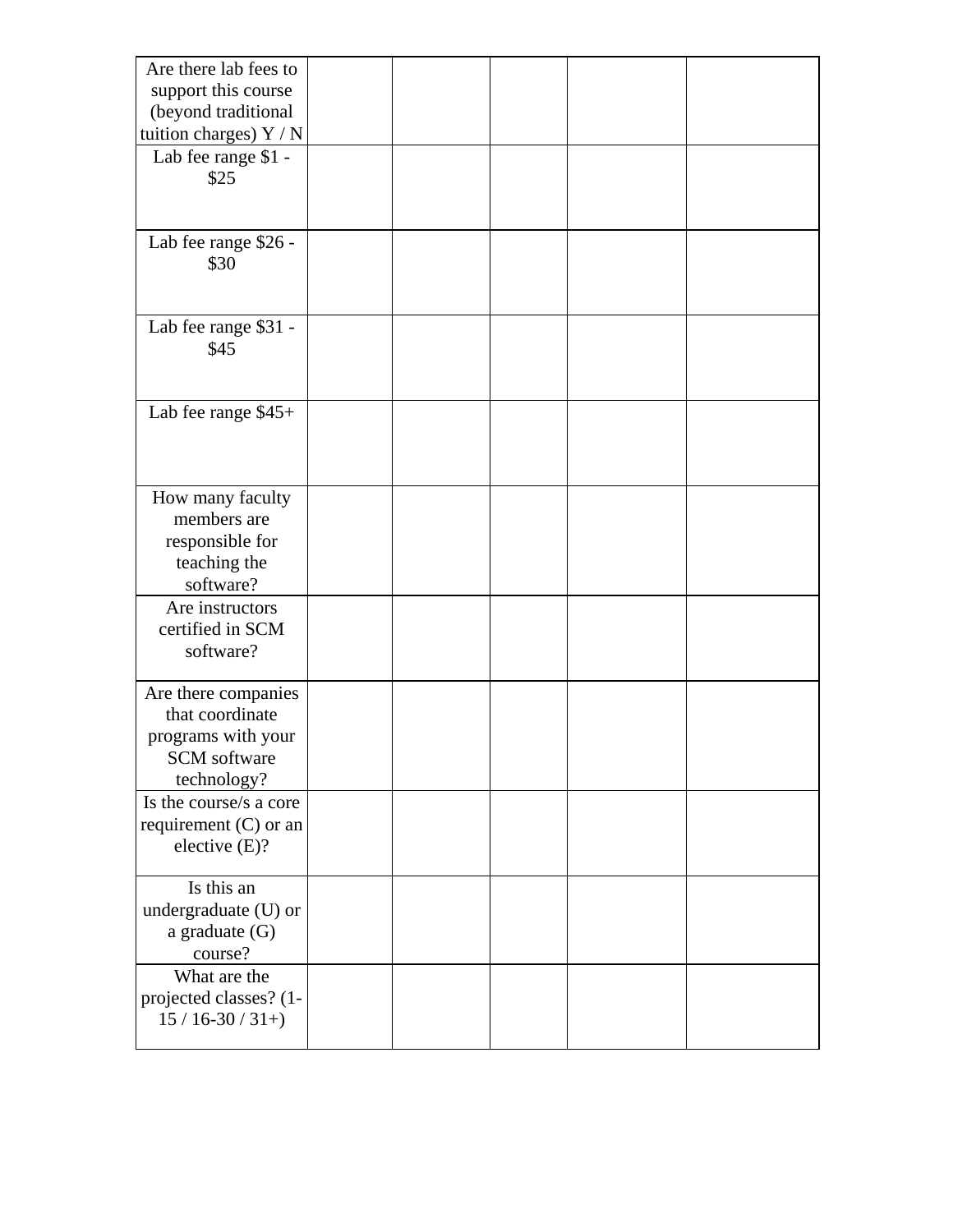| Are there lab fees to support this course (beyond traditional tuition charges) Y / N | | | | | |
|---|---|---|---|---|---|
| Lab fee range $1 - $25 | | | | | |
| Lab fee range $26 - $30 | | | | | |
| Lab fee range $31 - $45 | | | | | |
| Lab fee range $45+ | | | | | |
| How many faculty members are responsible for teaching the software? | | | | | |
| Are instructors certified in SCM software? | | | | | |
| Are there companies that coordinate programs with your SCM software technology? | | | | | |
| Is the course/s a core requirement (C) or an elective (E)? | | | | | |
| Is this an undergraduate (U) or a graduate (G) course? | | | | | |
| What are the projected classes? (1-15 / 16-30 / 31+) | | | | | |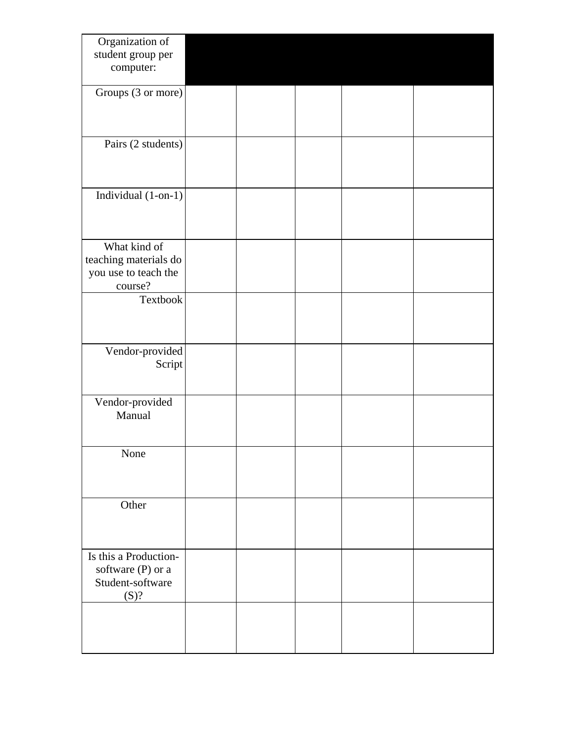| Organization of student group per computer: | | | | | |
|---|---|---|---|---|---|
| Groups (3 or more) | | | | | |
| Pairs (2 students) | | | | | |
| Individual (1-on-1) | | | | | |
| What kind of teaching materials do you use to teach the course? | | | | | |
| Textbook | | | | | |
| Vendor-provided Script | | | | | |
| Vendor-provided Manual | | | | | |
| None | | | | | |
| Other | | | | | |
| Is this a Production-software (P) or a Student-software (S)? | | | | | |
| | | | | | |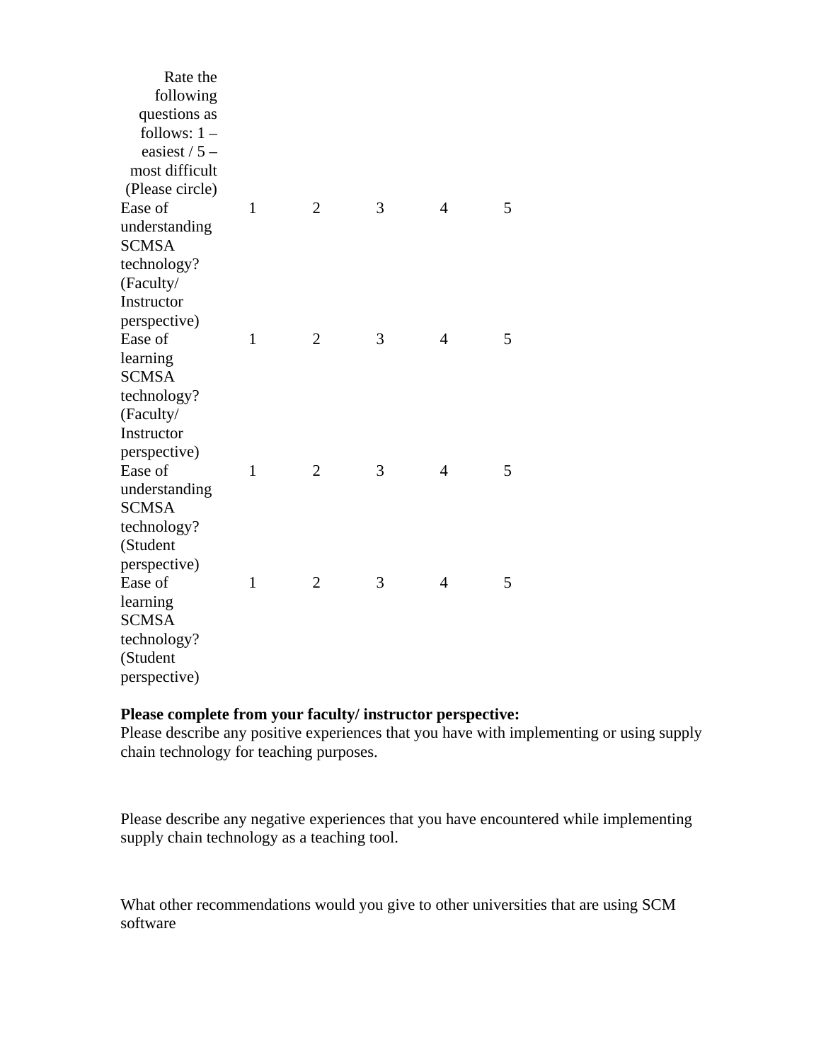| Rate the following questions as follows: 1 – easiest / 5 – most difficult (Please circle) | | | | | |
|---|---|---|---|---|---|
| Ease of understanding SCMSA technology? (Faculty/ Instructor perspective) | 1 | 2 | 3 | 4 | 5 |
| Ease of learning SCMSA technology? (Faculty/ Instructor perspective) | 1 | 2 | 3 | 4 | 5 |
| Ease of understanding SCMSA technology? (Student perspective) | 1 | 2 | 3 | 4 | 5 |
| Ease of learning SCMSA technology? (Student perspective) | 1 | 2 | 3 | 4 | 5 |

**Please complete from your faculty/ instructor perspective:**

Please describe any positive experiences that you have with implementing or using supply chain technology for teaching purposes.

Please describe any negative experiences that you have encountered while implementing supply chain technology as a teaching tool.

What other recommendations would you give to other universities that are using SCM software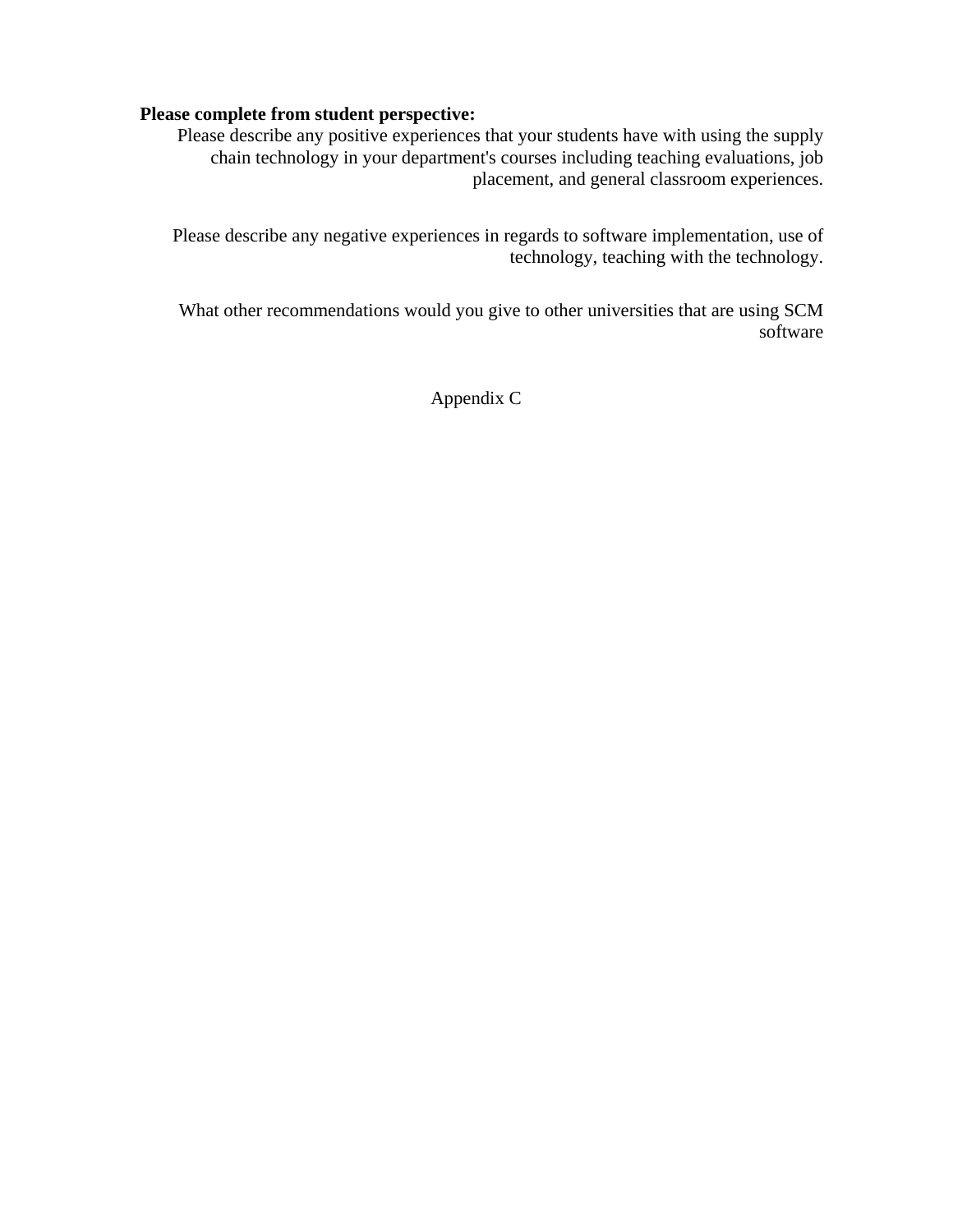**Please complete from student perspective:**

Please describe any positive experiences that your students have with using the supply chain technology in your department's courses including teaching evaluations, job placement, and general classroom experiences.

Please describe any negative experiences in regards to software implementation, use of technology, teaching with the technology.

What other recommendations would you give to other universities that are using SCM software

Appendix C